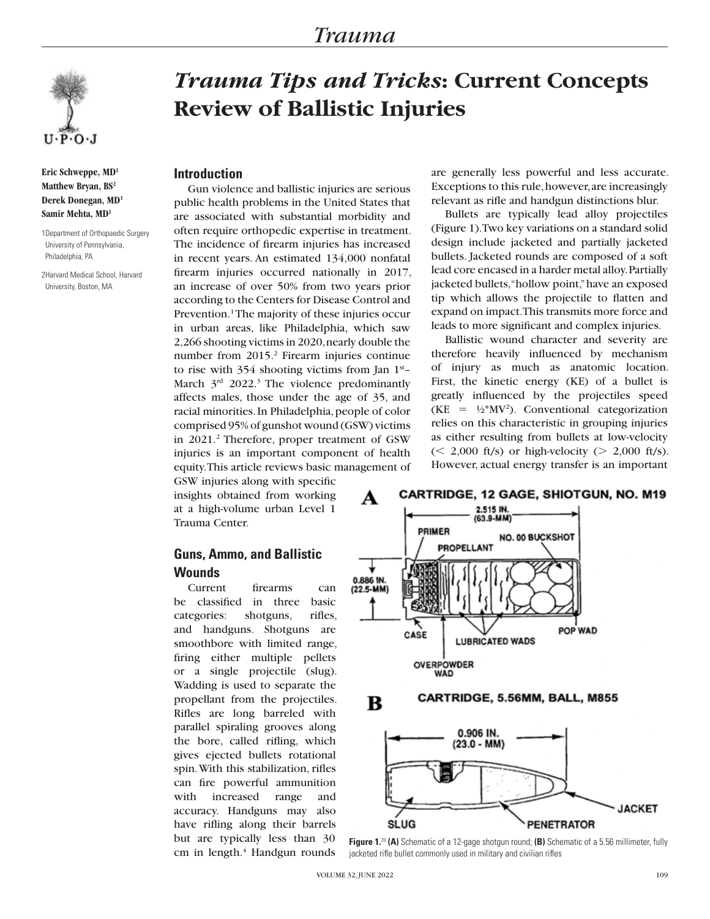# *Trauma Tips and Tricks*: Current Concepts Review of Ballistic Injuries

**Eric Schweppe, MD[1]**
**Matthew Bryan, BS[2]**
**Derek Donegan, MD[1]**
**Samir Mehta, MD[1]**

1Department of Orthopaedic Surgery University of Pennsylvania, Philadelphia, PA

2Harvard Medical School, Harvard University, Boston, MA

## Introduction

Gun violence and ballistic injuries are serious public health problems in the United States that are associated with substantial morbidity and often require orthopedic expertise in treatment. The incidence of firearm injuries has increased in recent years. An estimated 134,000 nonfatal firearm injuries occurred nationally in 2017, an increase of over 50% from two years prior according to the Centers for Disease Control and Prevention.[1] The majority of these injuries occur in urban areas, like Philadelphia, which saw 2,266 shooting victims in 2020, nearly double the number from 2015.[2] Firearm injuries continue to rise with 354 shooting victims from Jan 1st–March 3rd 2022.[3] The violence predominantly affects males, those under the age of 35, and racial minorities. In Philadelphia, people of color comprised 95% of gunshot wound (GSW) victims in 2021.[2] Therefore, proper treatment of GSW injuries is an important component of health equity. This article reviews basic management of GSW injuries along with specific insights obtained from working at a high-volume urban Level 1 Trauma Center.

## Guns, Ammo, and Ballistic Wounds

Current firearms can be classified in three basic categories: shotguns, rifles, and handguns. Shotguns are smoothbore with limited range, firing either multiple pellets or a single projectile (slug). Wadding is used to separate the propellant from the projectiles. Rifles are long barreled with parallel spiraling grooves along the bore, called rifling, which gives ejected bullets rotational spin. With this stabilization, rifles can fire powerful ammunition with increased range and accuracy. Handguns may also have rifling along their barrels but are typically less than 30 cm in length.[4] Handgun rounds are generally less powerful and less accurate. Exceptions to this rule, however, are increasingly relevant as rifle and handgun distinctions blur.

Bullets are typically lead alloy projectiles (Figure 1). Two key variations on a standard solid design include jacketed and partially jacketed bullets. Jacketed rounds are composed of a soft lead core encased in a harder metal alloy. Partially jacketed bullets, "hollow point," have an exposed tip which allows the projectile to flatten and expand on impact. This transmits more force and leads to more significant and complex injuries.

Ballistic wound character and severity are therefore heavily influenced by mechanism of injury as much as anatomic location. First, the kinetic energy (KE) of a bullet is greatly influenced by the projectiles speed ($KE = ½*MV^2$). Conventional categorization relies on this characteristic in grouping injuries as either resulting from bullets at low-velocity (< 2,000 ft/s) or high-velocity (> 2,000 ft/s). However, actual energy transfer is an important

**A** CARTRIDGE, 12 GAGE, SHIOTGUN, NO. M19

**B** CARTRIDGE, 5.56MM, BALL, M855

**Figure 1.**[20] **(A)** Schematic of a 12-gage shotgun round; **(B)** Schematic of a 5.56 millimeter, fully jacketed rifle bullet commonly used in military and civilian rifles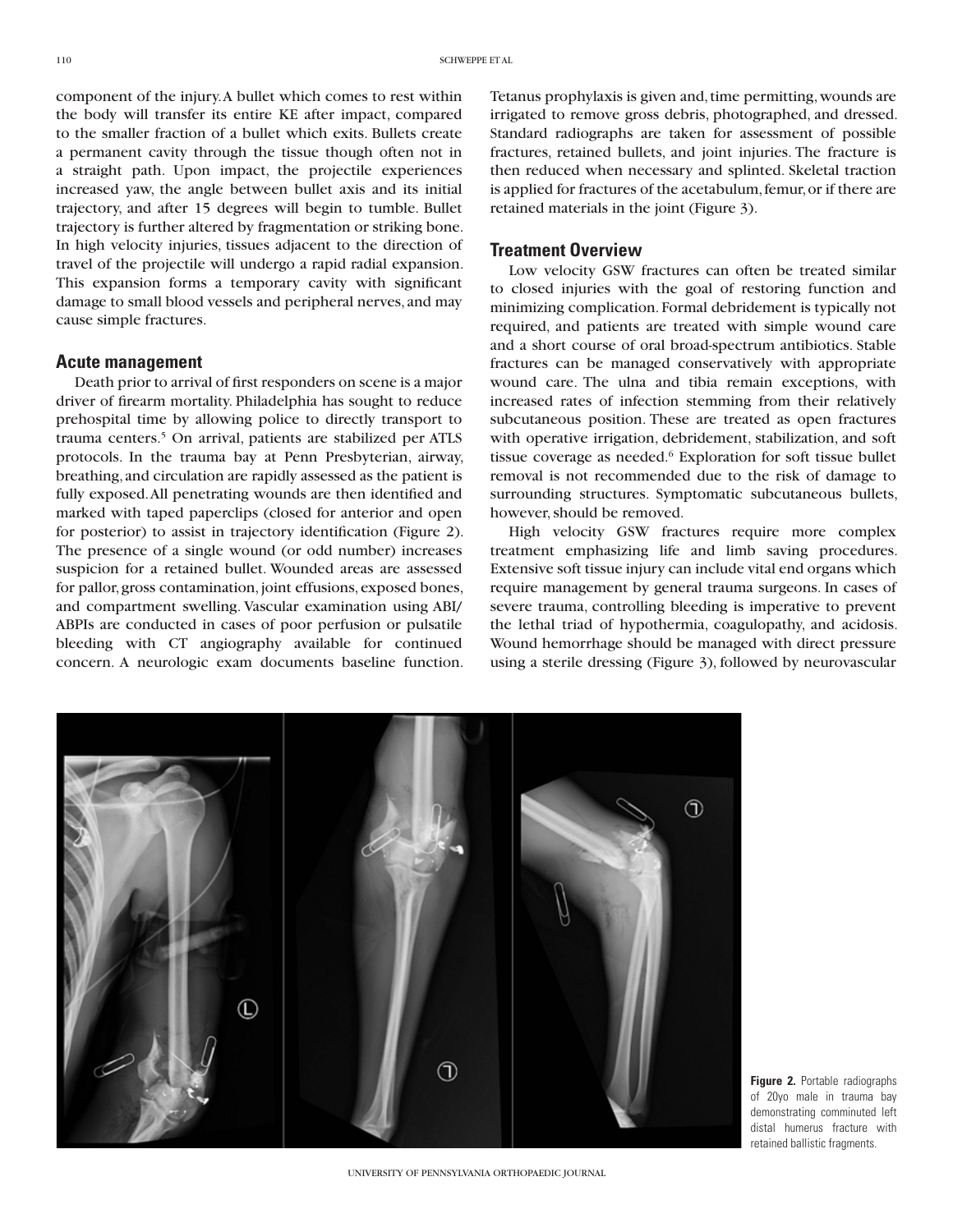component of the injury. A bullet which comes to rest within the body will transfer its entire KE after impact, compared to the smaller fraction of a bullet which exits. Bullets create a permanent cavity through the tissue though often not in a straight path. Upon impact, the projectile experiences increased yaw, the angle between bullet axis and its initial trajectory, and after 15 degrees will begin to tumble. Bullet trajectory is further altered by fragmentation or striking bone. In high velocity injuries, tissues adjacent to the direction of travel of the projectile will undergo a rapid radial expansion. This expansion forms a temporary cavity with significant damage to small blood vessels and peripheral nerves, and may cause simple fractures.

## Acute management

Death prior to arrival of first responders on scene is a major driver of firearm mortality. Philadelphia has sought to reduce prehospital time by allowing police to directly transport to trauma centers.[5] On arrival, patients are stabilized per ATLS protocols. In the trauma bay at Penn Presbyterian, airway, breathing, and circulation are rapidly assessed as the patient is fully exposed. All penetrating wounds are then identified and marked with taped paperclips (closed for anterior and open for posterior) to assist in trajectory identification (Figure 2). The presence of a single wound (or odd number) increases suspicion for a retained bullet. Wounded areas are assessed for pallor, gross contamination, joint effusions, exposed bones, and compartment swelling. Vascular examination using ABI/ABPIs are conducted in cases of poor perfusion or pulsatile bleeding with CT angiography available for continued concern. A neurologic exam documents baseline function. Tetanus prophylaxis is given and, time permitting, wounds are irrigated to remove gross debris, photographed, and dressed. Standard radiographs are taken for assessment of possible fractures, retained bullets, and joint injuries. The fracture is then reduced when necessary and splinted. Skeletal traction is applied for fractures of the acetabulum, femur, or if there are retained materials in the joint (Figure 3).

## Treatment Overview

Low velocity GSW fractures can often be treated similar to closed injuries with the goal of restoring function and minimizing complication. Formal debridement is typically not required, and patients are treated with simple wound care and a short course of oral broad-spectrum antibiotics. Stable fractures can be managed conservatively with appropriate wound care. The ulna and tibia remain exceptions, with increased rates of infection stemming from their relatively subcutaneous position. These are treated as open fractures with operative irrigation, debridement, stabilization, and soft tissue coverage as needed.[6] Exploration for soft tissue bullet removal is not recommended due to the risk of damage to surrounding structures. Symptomatic subcutaneous bullets, however, should be removed.

High velocity GSW fractures require more complex treatment emphasizing life and limb saving procedures. Extensive soft tissue injury can include vital end organs which require management by general trauma surgeons. In cases of severe trauma, controlling bleeding is imperative to prevent the lethal triad of hypothermia, coagulopathy, and acidosis. Wound hemorrhage should be managed with direct pressure using a sterile dressing (Figure 3), followed by neurovascular

**Figure 2.** Portable radiographs of 20yo male in trauma bay demonstrating comminuted left distal humerus fracture with retained ballistic fragments.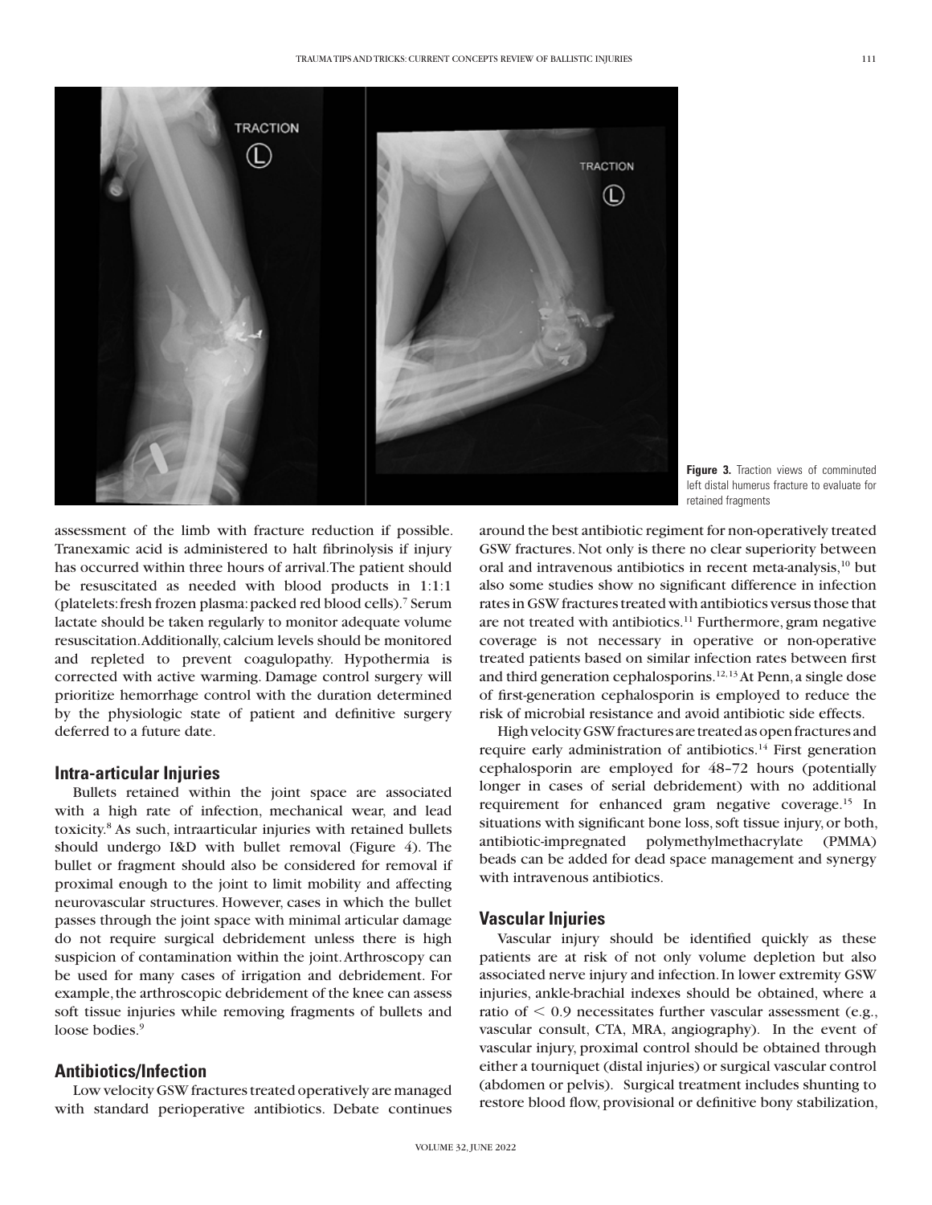Figure 3. Traction views of comminuted left distal humerus fracture to evaluate for retained fragments

assessment of the limb with fracture reduction if possible. Tranexamic acid is administered to halt fibrinolysis if injury has occurred within three hours of arrival. The patient should be resuscitated as needed with blood products in 1:1:1 (platelets: fresh frozen plasma: packed red blood cells).[7] Serum lactate should be taken regularly to monitor adequate volume resuscitation. Additionally, calcium levels should be monitored and repleted to prevent coagulopathy. Hypothermia is corrected with active warming. Damage control surgery will prioritize hemorrhage control with the duration determined by the physiologic state of patient and definitive surgery deferred to a future date.

## Intra-articular Injuries

Bullets retained within the joint space are associated with a high rate of infection, mechanical wear, and lead toxicity.[8] As such, intraarticular injuries with retained bullets should undergo I&D with bullet removal (Figure 4). The bullet or fragment should also be considered for removal if proximal enough to the joint to limit mobility and affecting neurovascular structures. However, cases in which the bullet passes through the joint space with minimal articular damage do not require surgical debridement unless there is high suspicion of contamination within the joint. Arthroscopy can be used for many cases of irrigation and debridement. For example, the arthroscopic debridement of the knee can assess soft tissue injuries while removing fragments of bullets and loose bodies.[9]

## Antibiotics/Infection

Low velocity GSW fractures treated operatively are managed with standard perioperative antibiotics. Debate continues around the best antibiotic regiment for non-operatively treated GSW fractures. Not only is there no clear superiority between oral and intravenous antibiotics in recent meta-analysis,[10] but also some studies show no significant difference in infection rates in GSW fractures treated with antibiotics versus those that are not treated with antibiotics.[11] Furthermore, gram negative coverage is not necessary in operative or non-operative treated patients based on similar infection rates between first and third generation cephalosporins.[12,13] At Penn, a single dose of first-generation cephalosporin is employed to reduce the risk of microbial resistance and avoid antibiotic side effects.

High velocity GSW fractures are treated as open fractures and require early administration of antibiotics.[14] First generation cephalosporin are employed for 48–72 hours (potentially longer in cases of serial debridement) with no additional requirement for enhanced gram negative coverage.[15] In situations with significant bone loss, soft tissue injury, or both, antibiotic-impregnated polymethylmethacrylate (PMMA) beads can be added for dead space management and synergy with intravenous antibiotics.

## Vascular Injuries

Vascular injury should be identified quickly as these patients are at risk of not only volume depletion but also associated nerve injury and infection. In lower extremity GSW injuries, ankle-brachial indexes should be obtained, where a ratio of $< 0.9$ necessitates further vascular assessment (e.g., vascular consult, CTA, MRA, angiography). In the event of vascular injury, proximal control should be obtained through either a tourniquet (distal injuries) or surgical vascular control (abdomen or pelvis). Surgical treatment includes shunting to restore blood flow, provisional or definitive bony stabilization,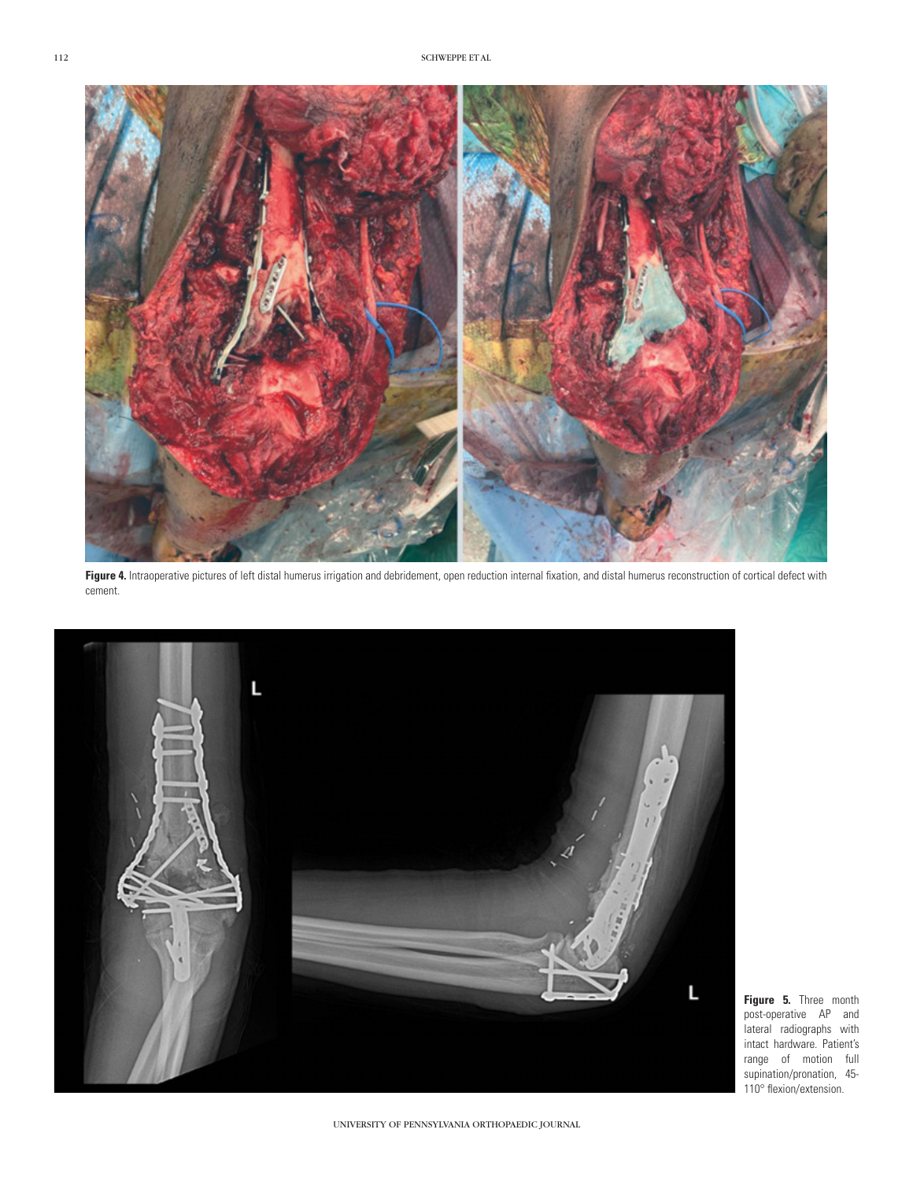**Figure 4.** Intraoperative pictures of left distal humerus irrigation and debridement, open reduction internal fixation, and distal humerus reconstruction of cortical defect with cement.

**Figure 5.** Three month post-operative AP and lateral radiographs with intact hardware. Patient's range of motion full supination/pronation, 45-110° flexion/extension.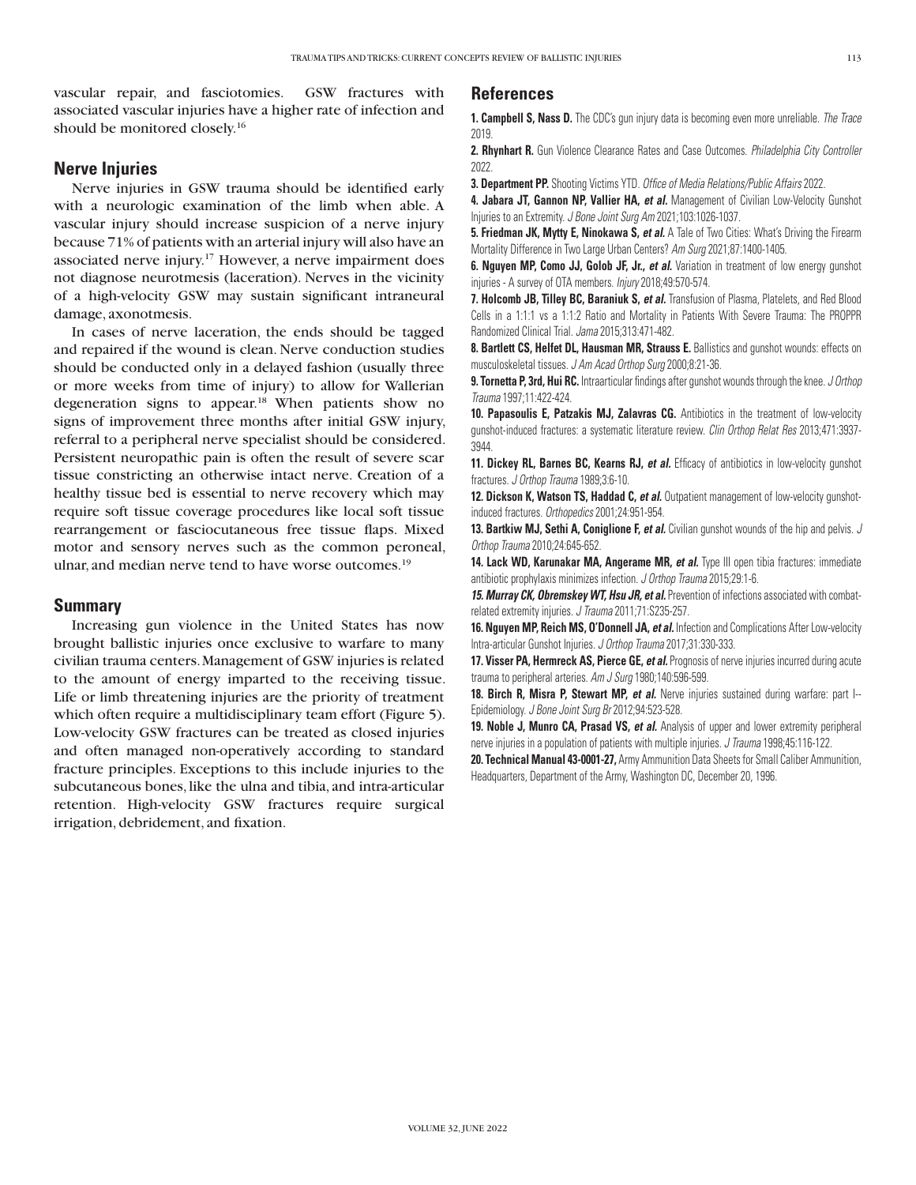vascular repair, and fasciotomies. GSW fractures with associated vascular injuries have a higher rate of infection and should be monitored closely.[16]

## Nerve Injuries

Nerve injuries in GSW trauma should be identified early with a neurologic examination of the limb when able. A vascular injury should increase suspicion of a nerve injury because 71% of patients with an arterial injury will also have an associated nerve injury.[17] However, a nerve impairment does not diagnose neurotmesis (laceration). Nerves in the vicinity of a high-velocity GSW may sustain significant intraneural damage, axonotmesis.

In cases of nerve laceration, the ends should be tagged and repaired if the wound is clean. Nerve conduction studies should be conducted only in a delayed fashion (usually three or more weeks from time of injury) to allow for Wallerian degeneration signs to appear.[18] When patients show no signs of improvement three months after initial GSW injury, referral to a peripheral nerve specialist should be considered. Persistent neuropathic pain is often the result of severe scar tissue constricting an otherwise intact nerve. Creation of a healthy tissue bed is essential to nerve recovery which may require soft tissue coverage procedures like local soft tissue rearrangement or fasciocutaneous free tissue flaps. Mixed motor and sensory nerves such as the common peroneal, ulnar, and median nerve tend to have worse outcomes.[19]

## Summary

Increasing gun violence in the United States has now brought ballistic injuries once exclusive to warfare to many civilian trauma centers. Management of GSW injuries is related to the amount of energy imparted to the receiving tissue. Life or limb threatening injuries are the priority of treatment which often require a multidisciplinary team effort (Figure 5). Low-velocity GSW fractures can be treated as closed injuries and often managed non-operatively according to standard fracture principles. Exceptions to this include injuries to the subcutaneous bones, like the ulna and tibia, and intra-articular retention. High-velocity GSW fractures require surgical irrigation, debridement, and fixation.

## References

**1. Campbell S, Nass D.** The CDC's gun injury data is becoming even more unreliable. *The Trace* 2019.

**2. Rhynhart R.** Gun Violence Clearance Rates and Case Outcomes. *Philadelphia City Controller* 2022.

**3. Department PP.** Shooting Victims YTD. *Office of Media Relations/Public Affairs* 2022.

**4. Jabara JT, Gannon NP, Vallier HA, *et al.*** Management of Civilian Low-Velocity Gunshot Injuries to an Extremity. *J Bone Joint Surg Am* 2021;103:1026-1037.

**5. Friedman JK, Mytty E, Ninokawa S, *et al.*** A Tale of Two Cities: What's Driving the Firearm Mortality Difference in Two Large Urban Centers? *Am Surg* 2021;87:1400-1405.

**6. Nguyen MP, Como JJ, Golob JF, Jr., *et al.*** Variation in treatment of low energy gunshot injuries - A survey of OTA members. *Injury* 2018;49:570-574.

**7. Holcomb JB, Tilley BC, Baraniuk S, *et al.*** Transfusion of Plasma, Platelets, and Red Blood Cells in a 1:1:1 vs a 1:1:2 Ratio and Mortality in Patients With Severe Trauma: The PROPPR Randomized Clinical Trial. *Jama* 2015;313:471-482.

**8. Bartlett CS, Helfet DL, Hausman MR, Strauss E.** Ballistics and gunshot wounds: effects on musculoskeletal tissues. *J Am Acad Orthop Surg* 2000;8:21-36.

**9. Tornetta P, 3rd, Hui RC.** Intraarticular findings after gunshot wounds through the knee. *J Orthop Trauma* 1997;11:422-424.

**10. Papasoulis E, Patzakis MJ, Zalavras CG.** Antibiotics in the treatment of low-velocity gunshot-induced fractures: a systematic literature review. *Clin Orthop Relat Res* 2013;471:3937-3944.

**11. Dickey RL, Barnes BC, Kearns RJ, *et al.*** Efficacy of antibiotics in low-velocity gunshot fractures. *J Orthop Trauma* 1989;3:6-10.

**12. Dickson K, Watson TS, Haddad C, *et al.*** Outpatient management of low-velocity gunshot-induced fractures. *Orthopedics* 2001;24:951-954.

**13. Bartkiw MJ, Sethi A, Coniglione F, *et al.*** Civilian gunshot wounds of the hip and pelvis. *J Orthop Trauma* 2010;24:645-652.

**14. Lack WD, Karunakar MA, Angerame MR, *et al.*** Type III open tibia fractures: immediate antibiotic prophylaxis minimizes infection. *J Orthop Trauma* 2015;29:1-6.

***15. Murray CK, Obremskey WT, Hsu JR, et al.*** Prevention of infections associated with combat-related extremity injuries. *J Trauma* 2011;71:S235-257.

**16. Nguyen MP, Reich MS, O'Donnell JA, *et al.*** Infection and Complications After Low-velocity Intra-articular Gunshot Injuries. *J Orthop Trauma* 2017;31:330-333.

**17. Visser PA, Hermreck AS, Pierce GE, *et al.*** Prognosis of nerve injuries incurred during acute trauma to peripheral arteries. *Am J Surg* 1980;140:596-599.

**18. Birch R, Misra P, Stewart MP, *et al.*** Nerve injuries sustained during warfare: part I--Epidemiology. *J Bone Joint Surg Br* 2012;94:523-528.

**19. Noble J, Munro CA, Prasad VS, *et al.*** Analysis of upper and lower extremity peripheral nerve injuries in a population of patients with multiple injuries. *J Trauma* 1998;45:116-122.

**20. Technical Manual 43-0001-27,** Army Ammunition Data Sheets for Small Caliber Ammunition, Headquarters, Department of the Army, Washington DC, December 20, 1996.